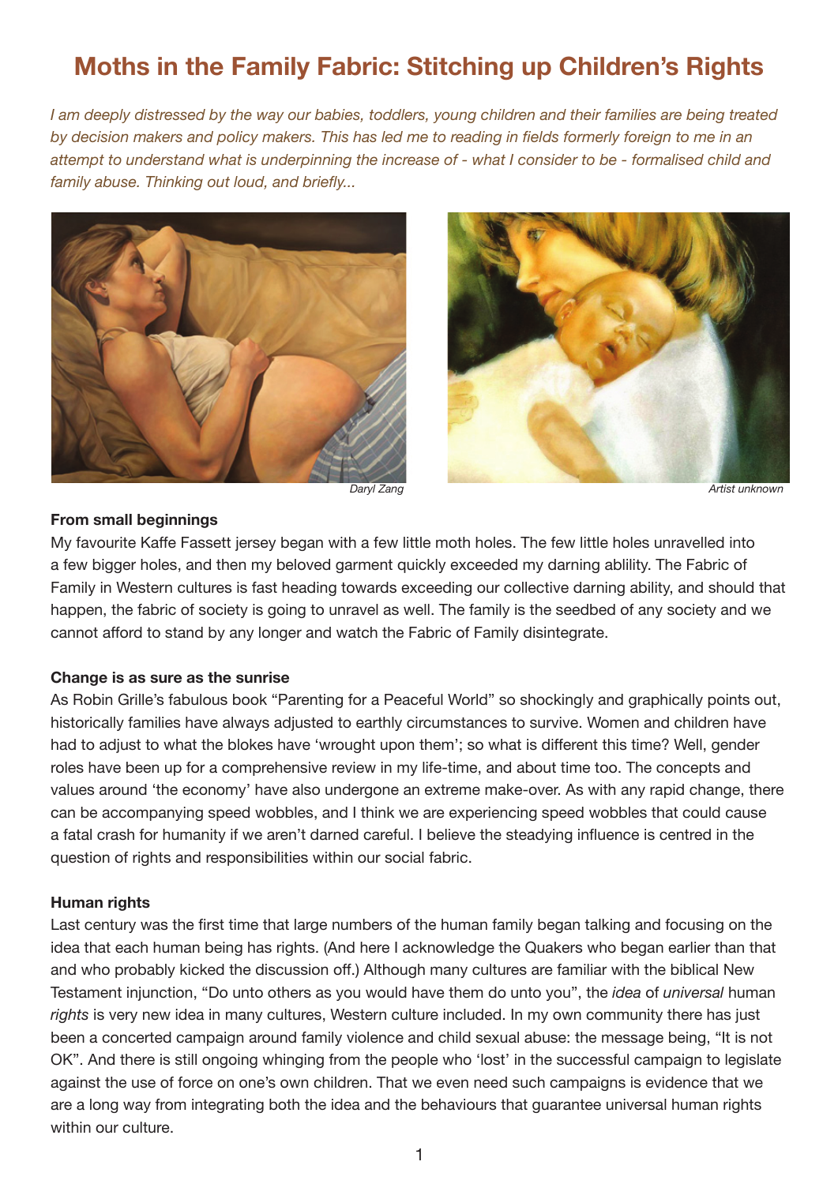# Moths in the Family Fabric: Stitching up Children's Rights

*I am deeply distressed by the way our babies, toddlers, young children and their families are being treated by decision makers and policy makers. This has led me to reading in fields formerly foreign to me in an attempt to understand what is underpinning the increase of - what I consider to be - formalised child and family abuse. Thinking out loud, and briefly...*

*Daryl Zang*

*Artist unknown*

**From small beginnings**

My favourite Kaffe Fassett jersey began with a few little moth holes. The few little holes unravelled into a few bigger holes, and then my beloved garment quickly exceeded my darning ablility. The Fabric of Family in Western cultures is fast heading towards exceeding our collective darning ability, and should that happen, the fabric of society is going to unravel as well. The family is the seedbed of any society and we cannot afford to stand by any longer and watch the Fabric of Family disintegrate.

**Change is as sure as the sunrise**

As Robin Grille's fabulous book "Parenting for a Peaceful World" so shockingly and graphically points out, historically families have always adjusted to earthly circumstances to survive. Women and children have had to adjust to what the blokes have 'wrought upon them'; so what is different this time? Well, gender roles have been up for a comprehensive review in my life-time, and about time too. The concepts and values around 'the economy' have also undergone an extreme make-over. As with any rapid change, there can be accompanying speed wobbles, and I think we are experiencing speed wobbles that could cause a fatal crash for humanity if we aren't darned careful. I believe the steadying influence is centred in the question of rights and responsibilities within our social fabric.

**Human rights**

Last century was the first time that large numbers of the human family began talking and focusing on the idea that each human being has rights. (And here I acknowledge the Quakers who began earlier than that and who probably kicked the discussion off.) Although many cultures are familiar with the biblical New Testament injunction, "Do unto others as you would have them do unto you", the *idea* of *universal* human *rights* is very new idea in many cultures, Western culture included. In my own community there has just been a concerted campaign around family violence and child sexual abuse: the message being, "It is not OK". And there is still ongoing whinging from the people who 'lost' in the successful campaign to legislate against the use of force on one's own children. That we even need such campaigns is evidence that we are a long way from integrating both the idea and the behaviours that guarantee universal human rights within our culture.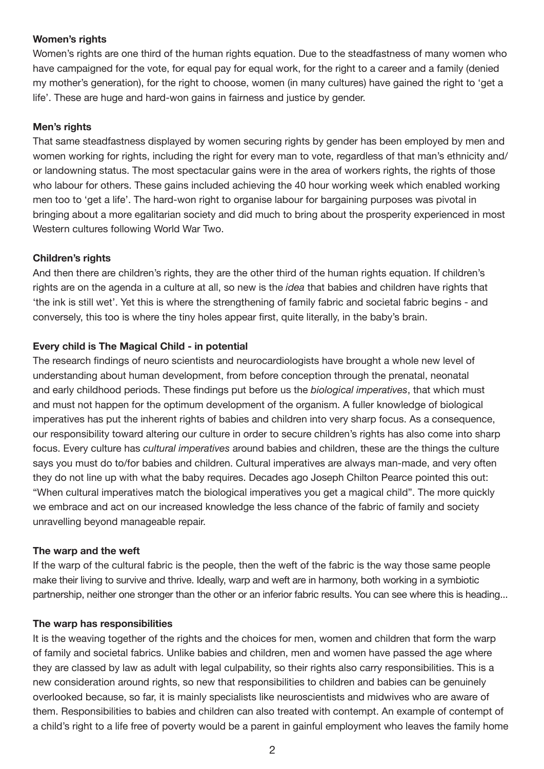**Women's rights**

Women's rights are one third of the human rights equation. Due to the steadfastness of many women who have campaigned for the vote, for equal pay for equal work, for the right to a career and a family (denied my mother's generation), for the right to choose, women (in many cultures) have gained the right to 'get a life'. These are huge and hard-won gains in fairness and justice by gender.

**Men's rights**

That same steadfastness displayed by women securing rights by gender has been employed by men and women working for rights, including the right for every man to vote, regardless of that man's ethnicity and/or landowning status. The most spectacular gains were in the area of workers rights, the rights of those who labour for others. These gains included achieving the 40 hour working week which enabled working men too to 'get a life'. The hard-won right to organise labour for bargaining purposes was pivotal in bringing about a more egalitarian society and did much to bring about the prosperity experienced in most Western cultures following World War Two.

**Children's rights**

And then there are children's rights, they are the other third of the human rights equation. If children's rights are on the agenda in a culture at all, so new is the *idea* that babies and children have rights that 'the ink is still wet'. Yet this is where the strengthening of family fabric and societal fabric begins - and conversely, this too is where the tiny holes appear first, quite literally, in the baby's brain.

**Every child is The Magical Child - in potential**

The research findings of neuro scientists and neurocardiologists have brought a whole new level of understanding about human development, from before conception through the prenatal, neonatal and early childhood periods. These findings put before us the *biological imperatives*, that which must and must not happen for the optimum development of the organism. A fuller knowledge of biological imperatives has put the inherent rights of babies and children into very sharp focus. As a consequence, our responsibility toward altering our culture in order to secure children's rights has also come into sharp focus. Every culture has *cultural imperatives* around babies and children, these are the things the culture says you must do to/for babies and children. Cultural imperatives are always man-made, and very often they do not line up with what the baby requires. Decades ago Joseph Chilton Pearce pointed this out: "When cultural imperatives match the biological imperatives you get a magical child". The more quickly we embrace and act on our increased knowledge the less chance of the fabric of family and society unravelling beyond manageable repair.

**The warp and the weft**

If the warp of the cultural fabric is the people, then the weft of the fabric is the way those same people make their living to survive and thrive. Ideally, warp and weft are in harmony, both working in a symbiotic partnership, neither one stronger than the other or an inferior fabric results. You can see where this is heading...

**The warp has responsibilities**

It is the weaving together of the rights and the choices for men, women and children that form the warp of family and societal fabrics. Unlike babies and children, men and women have passed the age where they are classed by law as adult with legal culpability, so their rights also carry responsibilities. This is a new consideration around rights, so new that responsibilities to children and babies can be genuinely overlooked because, so far, it is mainly specialists like neuroscientists and midwives who are aware of them. Responsibilities to babies and children can also treated with contempt. An example of contempt of a child's right to a life free of poverty would be a parent in gainful employment who leaves the family home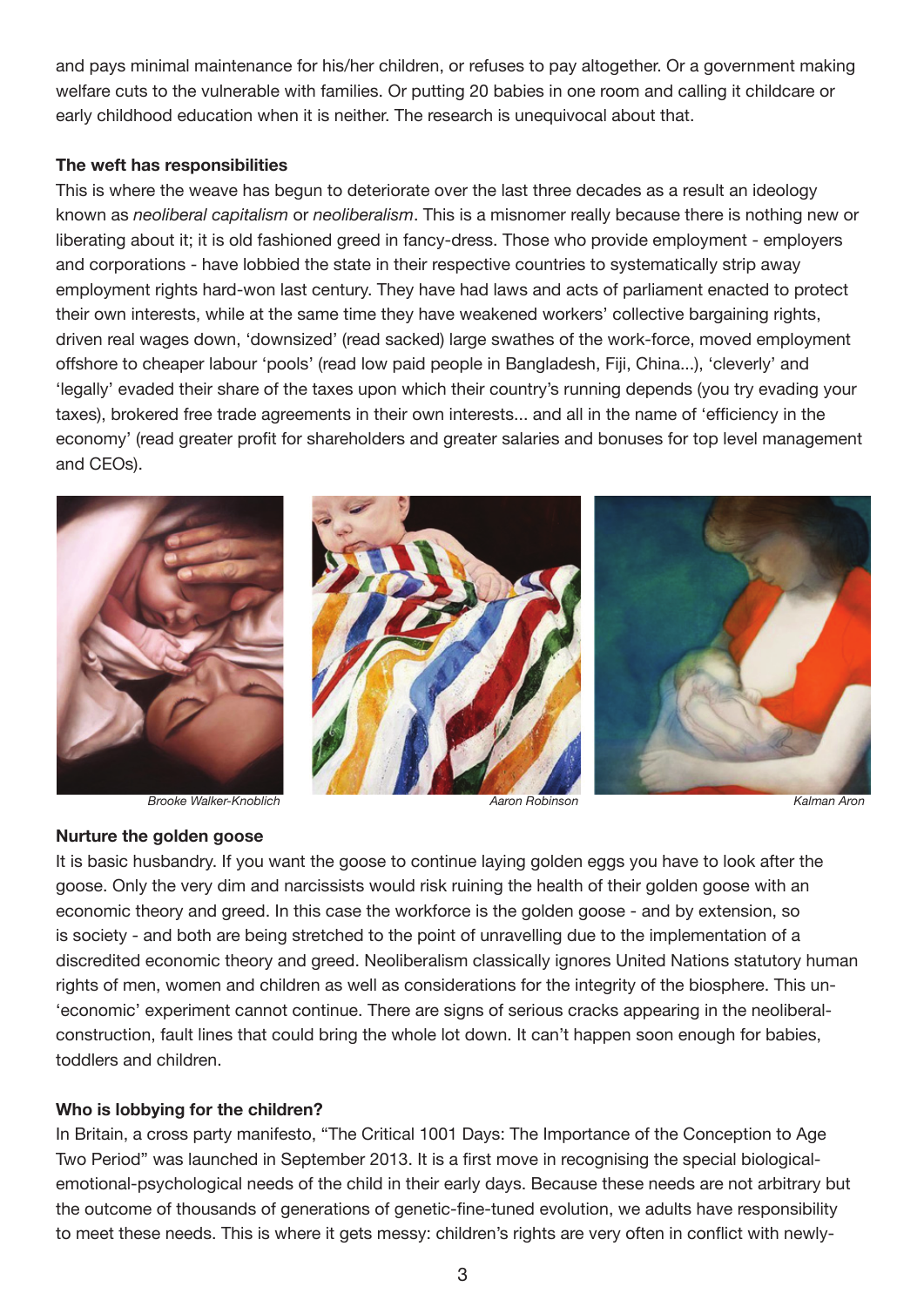and pays minimal maintenance for his/her children, or refuses to pay altogether. Or a government making welfare cuts to the vulnerable with families. Or putting 20 babies in one room and calling it childcare or early childhood education when it is neither. The research is unequivocal about that.

**The weft has responsibilities**

This is where the weave has begun to deteriorate over the last three decades as a result an ideology known as *neoliberal capitalism* or *neoliberalism*. This is a misnomer really because there is nothing new or liberating about it; it is old fashioned greed in fancy-dress. Those who provide employment - employers and corporations - have lobbied the state in their respective countries to systematically strip away employment rights hard-won last century. They have had laws and acts of parliament enacted to protect their own interests, while at the same time they have weakened workers' collective bargaining rights, driven real wages down, 'downsized' (read sacked) large swathes of the work-force, moved employment offshore to cheaper labour 'pools' (read low paid people in Bangladesh, Fiji, China...), 'cleverly' and 'legally' evaded their share of the taxes upon which their country's running depends (you try evading your taxes), brokered free trade agreements in their own interests... and all in the name of 'efficiency in the economy' (read greater profit for shareholders and greater salaries and bonuses for top level management and CEOs).

*Brooke Walker-Knoblich* *Aaron Robinson* *Kalman Aron*

**Nurture the golden goose**

It is basic husbandry. If you want the goose to continue laying golden eggs you have to look after the goose. Only the very dim and narcissists would risk ruining the health of their golden goose with an economic theory and greed. In this case the workforce is the golden goose - and by extension, so is society - and both are being stretched to the point of unravelling due to the implementation of a discredited economic theory and greed. Neoliberalism classically ignores United Nations statutory human rights of men, women and children as well as considerations for the integrity of the biosphere. This un-'economic' experiment cannot continue. There are signs of serious cracks appearing in the neoliberal-construction, fault lines that could bring the whole lot down. It can't happen soon enough for babies, toddlers and children.

**Who is lobbying for the children?**

In Britain, a cross party manifesto, "The Critical 1001 Days: The Importance of the Conception to Age Two Period" was launched in September 2013. It is a first move in recognising the special biological-emotional-psychological needs of the child in their early days. Because these needs are not arbitrary but the outcome of thousands of generations of genetic-fine-tuned evolution, we adults have responsibility to meet these needs. This is where it gets messy: children's rights are very often in conflict with newly-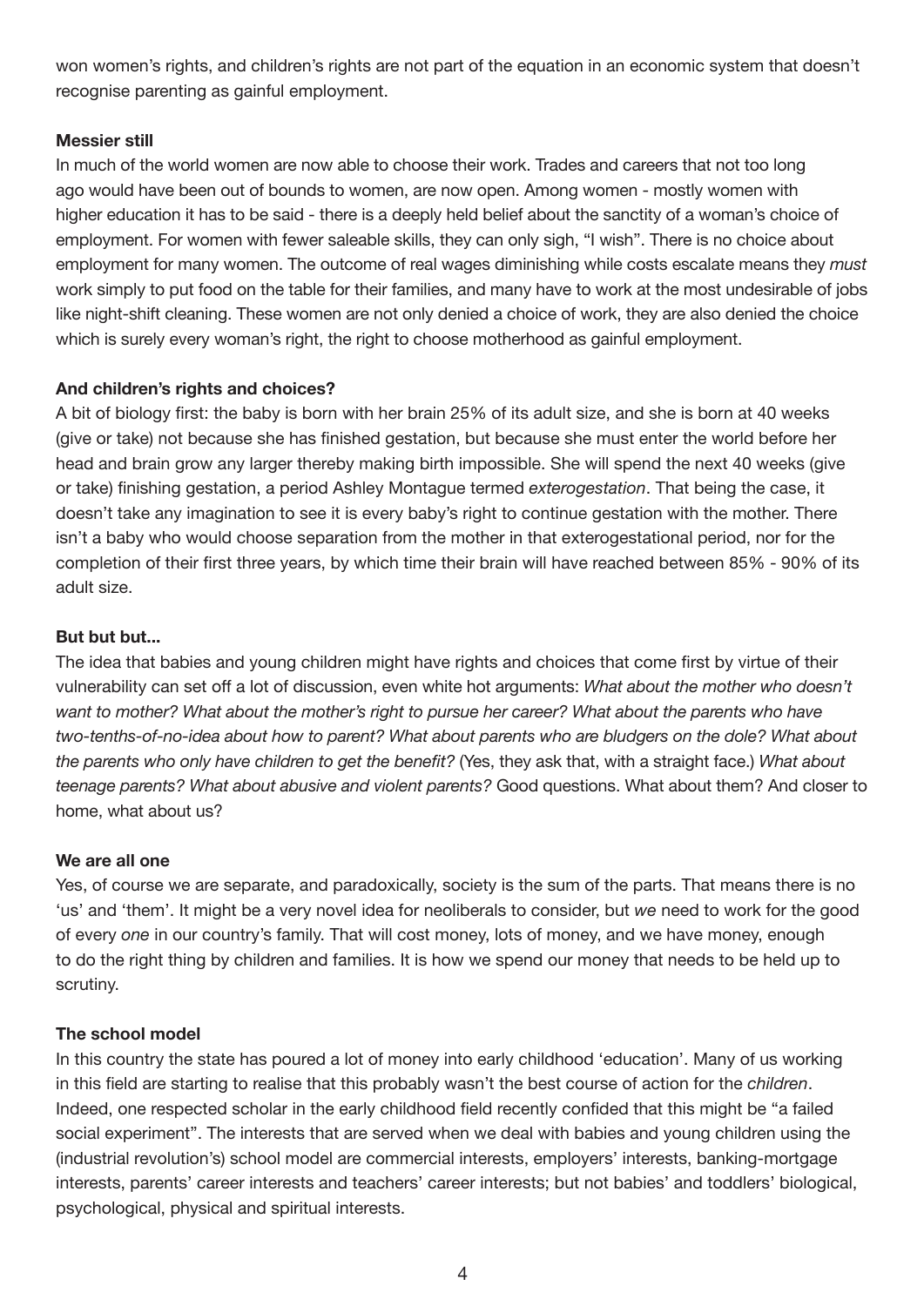won women's rights, and children's rights are not part of the equation in an economic system that doesn't recognise parenting as gainful employment.

### Messier still

In much of the world women are now able to choose their work. Trades and careers that not too long ago would have been out of bounds to women, are now open. Among women - mostly women with higher education it has to be said - there is a deeply held belief about the sanctity of a woman's choice of employment. For women with fewer saleable skills, they can only sigh, "I wish". There is no choice about employment for many women. The outcome of real wages diminishing while costs escalate means they *must* work simply to put food on the table for their families, and many have to work at the most undesirable of jobs like night-shift cleaning. These women are not only denied a choice of work, they are also denied the choice which is surely every woman's right, the right to choose motherhood as gainful employment.

### And children's rights and choices?

A bit of biology first: the baby is born with her brain 25% of its adult size, and she is born at 40 weeks (give or take) not because she has finished gestation, but because she must enter the world before her head and brain grow any larger thereby making birth impossible. She will spend the next 40 weeks (give or take) finishing gestation, a period Ashley Montague termed *exterogestation*. That being the case, it doesn't take any imagination to see it is every baby's right to continue gestation with the mother. There isn't a baby who would choose separation from the mother in that exterogestational period, nor for the completion of their first three years, by which time their brain will have reached between 85% - 90% of its adult size.

### But but but...

The idea that babies and young children might have rights and choices that come first by virtue of their vulnerability can set off a lot of discussion, even white hot arguments: *What about the mother who doesn't want to mother? What about the mother's right to pursue her career? What about the parents who have two-tenths-of-no-idea about how to parent? What about parents who are bludgers on the dole? What about the parents who only have children to get the benefit?* (Yes, they ask that, with a straight face.) *What about teenage parents? What about abusive and violent parents?* Good questions. What about them? And closer to home, what about us?

### We are all one

Yes, of course we are separate, and paradoxically, society is the sum of the parts. That means there is no 'us' and 'them'. It might be a very novel idea for neoliberals to consider, but *we* need to work for the good of every *one* in our country's family. That will cost money, lots of money, and we have money, enough to do the right thing by children and families. It is how we spend our money that needs to be held up to scrutiny.

### The school model

In this country the state has poured a lot of money into early childhood 'education'. Many of us working in this field are starting to realise that this probably wasn't the best course of action for the *children*. Indeed, one respected scholar in the early childhood field recently confided that this might be "a failed social experiment". The interests that are served when we deal with babies and young children using the (industrial revolution's) school model are commercial interests, employers' interests, banking-mortgage interests, parents' career interests and teachers' career interests; but not babies' and toddlers' biological, psychological, physical and spiritual interests.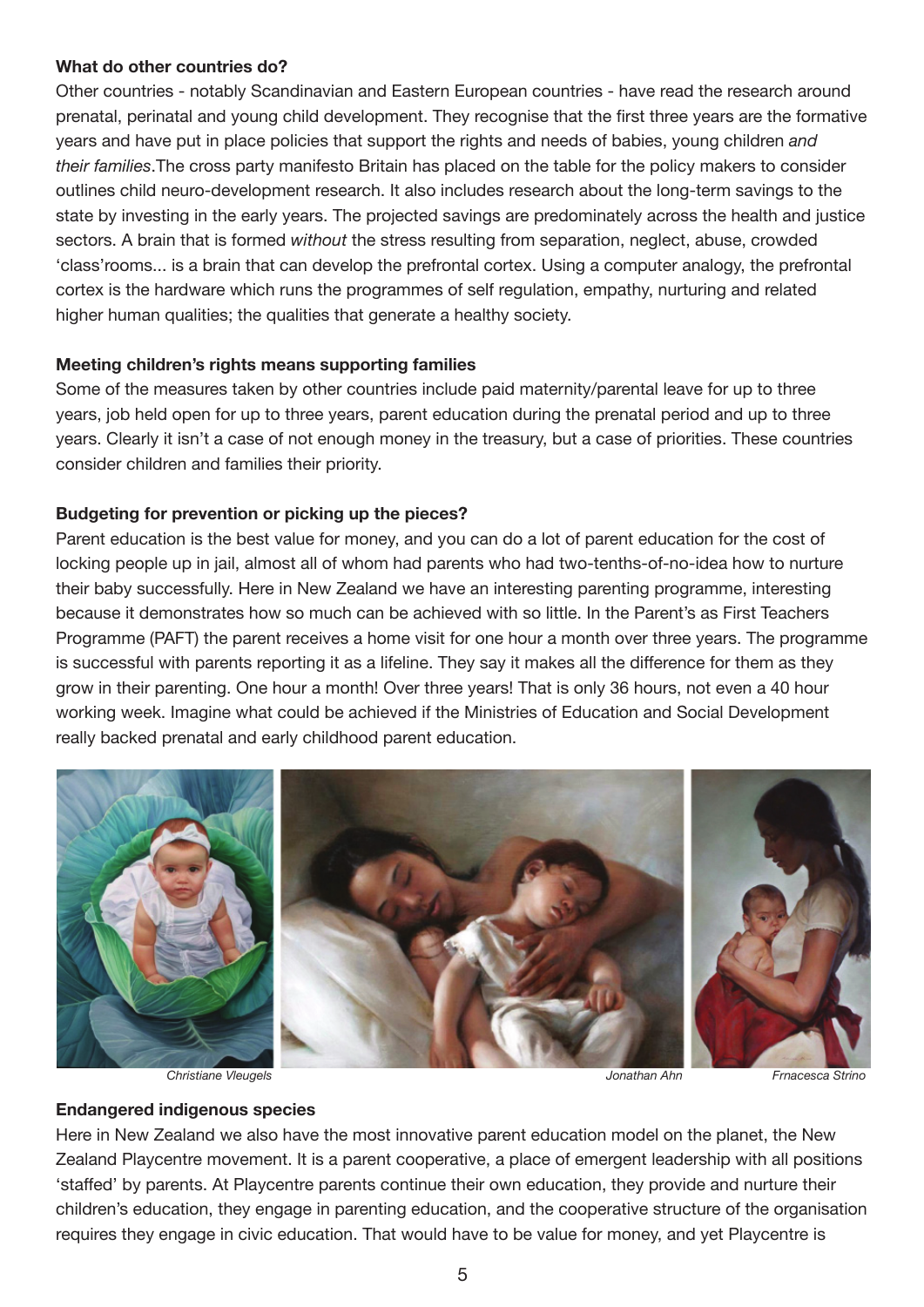### What do other countries do?

Other countries - notably Scandinavian and Eastern European countries - have read the research around prenatal, perinatal and young child development. They recognise that the first three years are the formative years and have put in place policies that support the rights and needs of babies, young children *and their families*.The cross party manifesto Britain has placed on the table for the policy makers to consider outlines child neuro-development research. It also includes research about the long-term savings to the state by investing in the early years. The projected savings are predominately across the health and justice sectors. A brain that is formed *without* the stress resulting from separation, neglect, abuse, crowded 'class'rooms... is a brain that can develop the prefrontal cortex. Using a computer analogy, the prefrontal cortex is the hardware which runs the programmes of self regulation, empathy, nurturing and related higher human qualities; the qualities that generate a healthy society.

### Meeting children's rights means supporting families

Some of the measures taken by other countries include paid maternity/parental leave for up to three years, job held open for up to three years, parent education during the prenatal period and up to three years. Clearly it isn't a case of not enough money in the treasury, but a case of priorities. These countries consider children and families their priority.

### Budgeting for prevention or picking up the pieces?

Parent education is the best value for money, and you can do a lot of parent education for the cost of locking people up in jail, almost all of whom had parents who had two-tenths-of-no-idea how to nurture their baby successfully. Here in New Zealand we have an interesting parenting programme, interesting because it demonstrates how so much can be achieved with so little. In the Parent's as First Teachers Programme (PAFT) the parent receives a home visit for one hour a month over three years. The programme is successful with parents reporting it as a lifeline. They say it makes all the difference for them as they grow in their parenting. One hour a month! Over three years! That is only 36 hours, not even a 40 hour working week. Imagine what could be achieved if the Ministries of Education and Social Development really backed prenatal and early childhood parent education.

*Christiane Vleugels* *Jonathan Ahn* *Frnacesca Strino*

### Endangered indigenous species

Here in New Zealand we also have the most innovative parent education model on the planet, the New Zealand Playcentre movement. It is a parent cooperative, a place of emergent leadership with all positions 'staffed' by parents. At Playcentre parents continue their own education, they provide and nurture their children's education, they engage in parenting education, and the cooperative structure of the organisation requires they engage in civic education. That would have to be value for money, and yet Playcentre is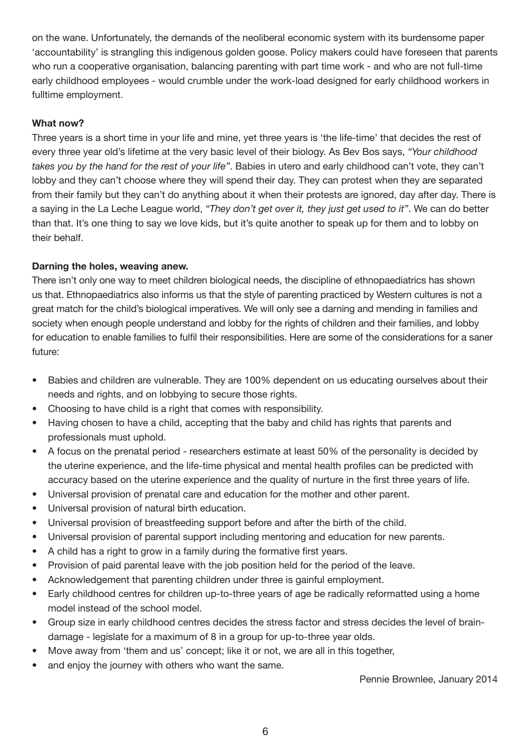on the wane. Unfortunately, the demands of the neoliberal economic system with its burdensome paper 'accountability' is strangling this indigenous golden goose. Policy makers could have foreseen that parents who run a cooperative organisation, balancing parenting with part time work - and who are not full-time early childhood employees - would crumble under the work-load designed for early childhood workers in fulltime employment.

**What now?**

Three years is a short time in your life and mine, yet three years is 'the life-time' that decides the rest of every three year old's lifetime at the very basic level of their biology. As Bev Bos says, *"Your childhood takes you by the hand for the rest of your life"*. Babies in utero and early childhood can't vote, they can't lobby and they can't choose where they will spend their day. They can protest when they are separated from their family but they can't do anything about it when their protests are ignored, day after day. There is a saying in the La Leche League world, *"They don't get over it, they just get used to it"*. We can do better than that. It's one thing to say we love kids, but it's quite another to speak up for them and to lobby on their behalf.

**Darning the holes, weaving anew.**

There isn't only one way to meet children biological needs, the discipline of ethnopaediatrics has shown us that. Ethnopaediatrics also informs us that the style of parenting practiced by Western cultures is not a great match for the child's biological imperatives. We will only see a darning and mending in families and society when enough people understand and lobby for the rights of children and their families, and lobby for education to enable families to fulfil their responsibilities. Here are some of the considerations for a saner future:

- Babies and children are vulnerable. They are 100% dependent on us educating ourselves about their needs and rights, and on lobbying to secure those rights.
- Choosing to have child is a right that comes with responsibility.
- Having chosen to have a child, accepting that the baby and child has rights that parents and professionals must uphold.
- A focus on the prenatal period - researchers estimate at least 50% of the personality is decided by the uterine experience, and the life-time physical and mental health profiles can be predicted with accuracy based on the uterine experience and the quality of nurture in the first three years of life.
- Universal provision of prenatal care and education for the mother and other parent.
- Universal provision of natural birth education.
- Universal provision of breastfeeding support before and after the birth of the child.
- Universal provision of parental support including mentoring and education for new parents.
- A child has a right to grow in a family during the formative first years.
- Provision of paid parental leave with the job position held for the period of the leave.
- Acknowledgement that parenting children under three is gainful employment.
- Early childhood centres for children up-to-three years of age be radically reformatted using a home model instead of the school model.
- Group size in early childhood centres decides the stress factor and stress decides the level of brain-damage - legislate for a maximum of 8 in a group for up-to-three year olds.
- Move away from 'them and us' concept; like it or not, we are all in this together,
- and enjoy the journey with others who want the same.

Pennie Brownlee, January 2014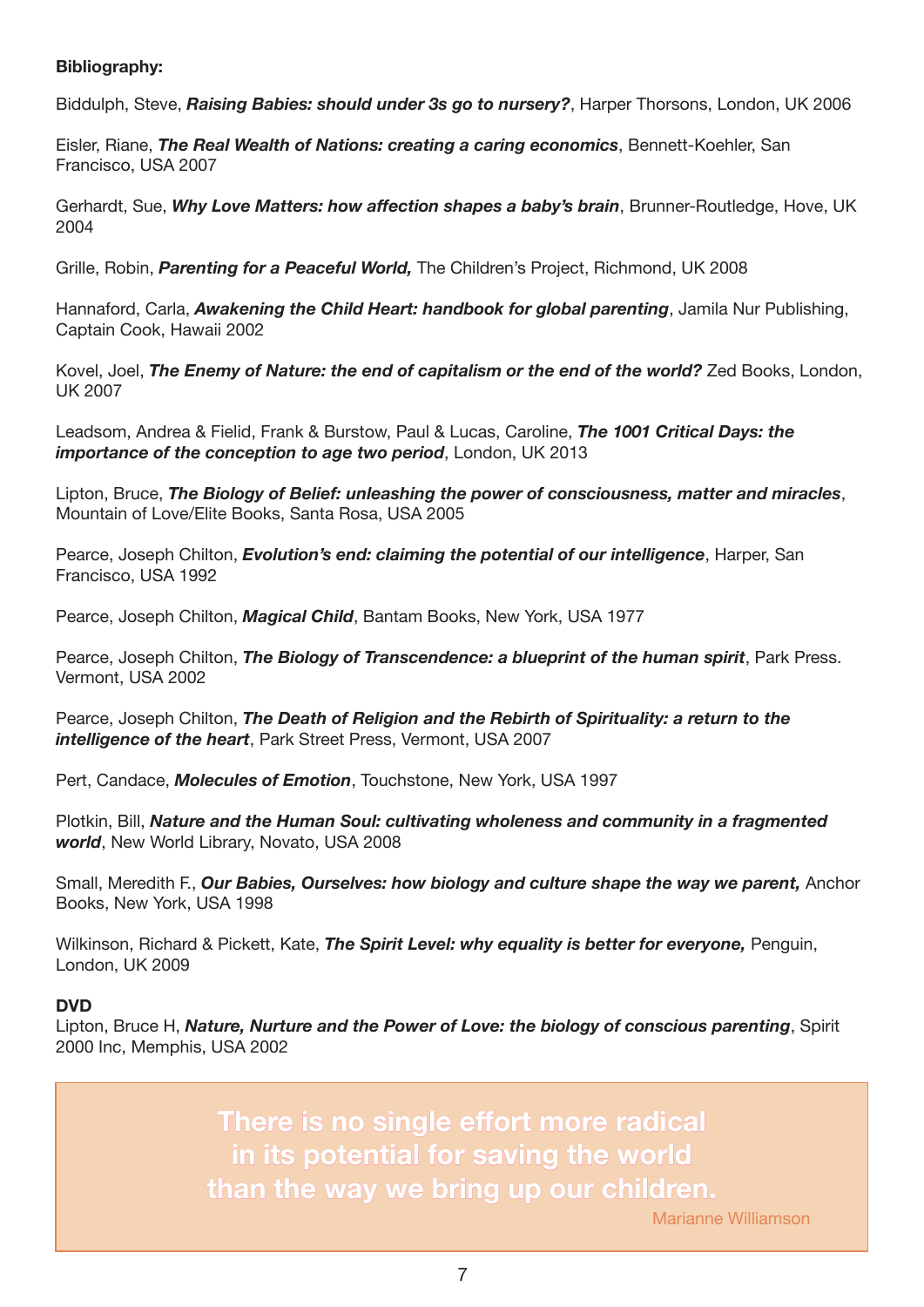**Bibliography:**

Biddulph, Steve, ***Raising Babies: should under 3s go to nursery?***, Harper Thorsons, London, UK 2006

Eisler, Riane, ***The Real Wealth of Nations: creating a caring economics***, Bennett-Koehler, San Francisco, USA 2007

Gerhardt, Sue, ***Why Love Matters: how affection shapes a baby's brain***, Brunner-Routledge, Hove, UK 2004

Grille, Robin, ***Parenting for a Peaceful World,*** The Children's Project, Richmond, UK 2008

Hannaford, Carla, ***Awakening the Child Heart: handbook for global parenting***, Jamila Nur Publishing, Captain Cook, Hawaii 2002

Kovel, Joel, ***The Enemy of Nature: the end of capitalism or the end of the world?*** Zed Books, London, UK 2007

Leadsom, Andrea & Fielid, Frank & Burstow, Paul & Lucas, Caroline, ***The 1001 Critical Days: the importance of the conception to age two period***, London, UK 2013

Lipton, Bruce, ***The Biology of Belief: unleashing the power of consciousness, matter and miracles***, Mountain of Love/Elite Books, Santa Rosa, USA 2005

Pearce, Joseph Chilton, ***Evolution's end: claiming the potential of our intelligence***, Harper, San Francisco, USA 1992

Pearce, Joseph Chilton, ***Magical Child***, Bantam Books, New York, USA 1977

Pearce, Joseph Chilton, ***The Biology of Transcendence: a blueprint of the human spirit***, Park Press. Vermont, USA 2002

Pearce, Joseph Chilton, ***The Death of Religion and the Rebirth of Spirituality: a return to the intelligence of the heart***, Park Street Press, Vermont, USA 2007

Pert, Candace, ***Molecules of Emotion***, Touchstone, New York, USA 1997

Plotkin, Bill, ***Nature and the Human Soul: cultivating wholeness and community in a fragmented world***, New World Library, Novato, USA 2008

Small, Meredith F., ***Our Babies, Ourselves: how biology and culture shape the way we parent,*** Anchor Books, New York, USA 1998

Wilkinson, Richard & Pickett, Kate, ***The Spirit Level: why equality is better for everyone,*** Penguin, London, UK 2009

**DVD**

Lipton, Bruce H, ***Nature, Nurture and the Power of Love: the biology of conscious parenting***, Spirit 2000 Inc, Memphis, USA 2002

**There is no single effort more radical in its potential for saving the world than the way we bring up our children.**

Marianne Williamson